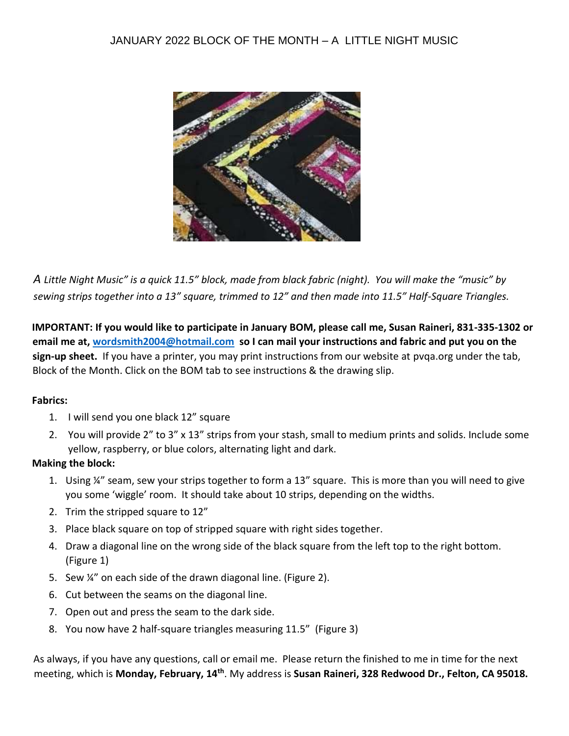# JANUARY 2022 BLOCK OF THE MONTH – A LITTLE NIGHT MUSIC

*A Little Night Music" is a quick 11.5" block, made from black fabric (night). You will make the "music" by sewing strips together into a 13" square, trimmed to 12" and then made into 11.5" Half-Square Triangles.*

**IMPORTANT: If you would like to participate in January BOM, please call me, Susan Raineri, 831-335-1302 or email me at, [wordsmith2004@hotmail.com](mailto:wordsmith2004@hotmail.com) so I can mail your instructions and fabric and put you on the sign-up sheet.** If you have a printer, you may print instructions from our website at pvqa.org under the tab, Block of the Month. Click on the BOM tab to see instructions & the drawing slip.

**Fabrics:**

1. I will send you one black 12" square
2. You will provide 2" to 3" x 13" strips from your stash, small to medium prints and solids. Include some yellow, raspberry, or blue colors, alternating light and dark.

**Making the block:**

1. Using ¼" seam, sew your strips together to form a 13" square. This is more than you will need to give you some 'wiggle' room. It should take about 10 strips, depending on the widths.
2. Trim the stripped square to 12"
3. Place black square on top of stripped square with right sides together.
4. Draw a diagonal line on the wrong side of the black square from the left top to the right bottom. (Figure 1)
5. Sew ¼" on each side of the drawn diagonal line. (Figure 2).
6. Cut between the seams on the diagonal line.
7. Open out and press the seam to the dark side.
8. You now have 2 half-square triangles measuring 11.5" (Figure 3)

As always, if you have any questions, call or email me. Please return the finished to me in time for the next meeting, which is **Monday, February, 14th**. My address is **Susan Raineri, 328 Redwood Dr., Felton, CA 95018.**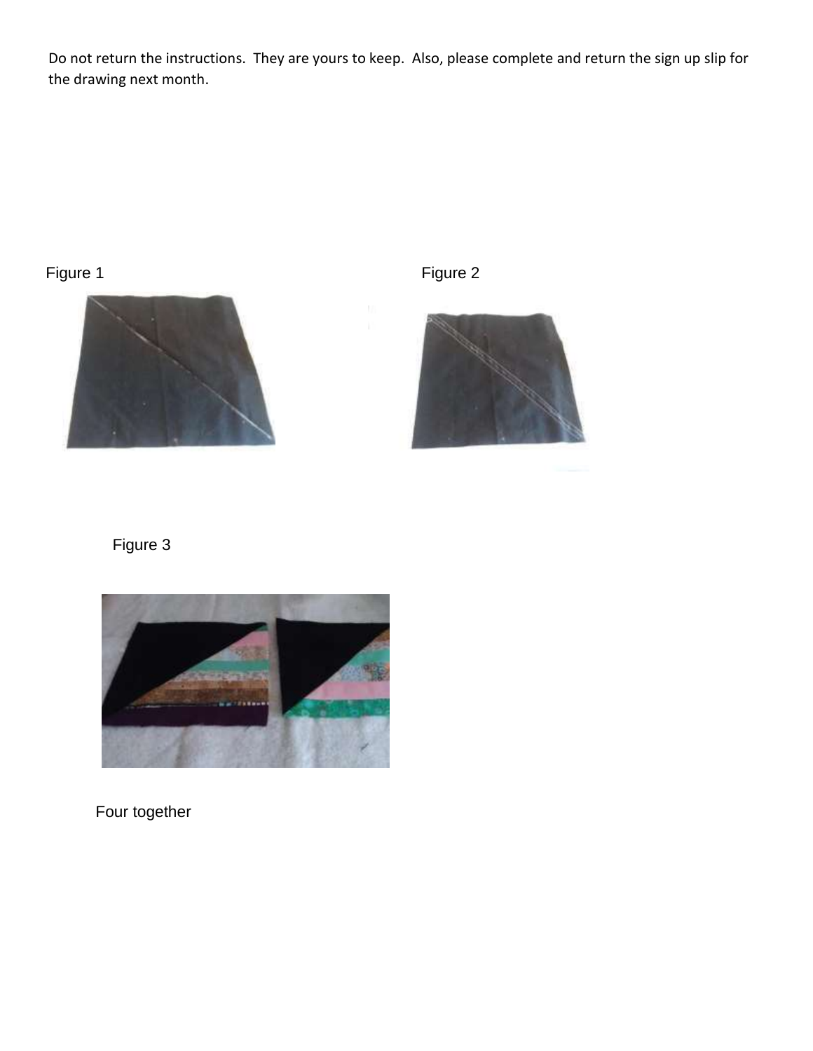Do not return the instructions. They are yours to keep. Also, please complete and return the sign up slip for the drawing next month.

Figure 1

Figure 2

Figure 3

Four together